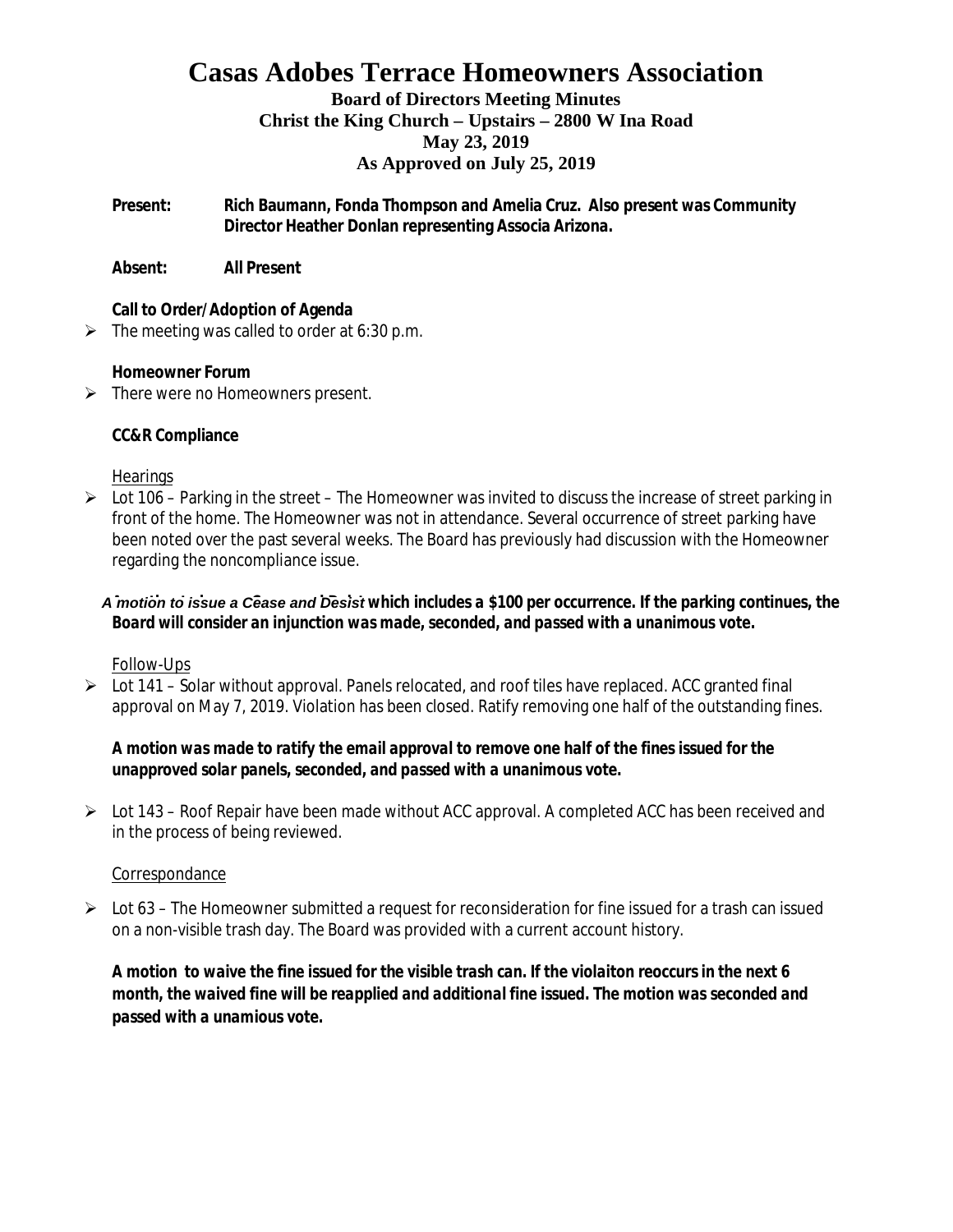# Casas Adobes Terrace Homeowners Association

### Board of Directors Meeting Minutes
### Christ the King Church – Upstairs – 2800 W Ina Road
### May 23, 2019
### As Approved on July 25, 2019

**Present:** **Rich Baumann, Fonda Thompson and Amelia Cruz. Also present was Community Director Heather Donlan representing Associa Arizona.**

**Absent:** **All Present**

**Call to Order/Adoption of Agenda**

- The meeting was called to order at 6:30 p.m.

**Homeowner Forum**

- There were no Homeowners present.

**CC&R Compliance**

Hearings

- Lot 106 – Parking in the street – The Homeowner was invited to discuss the increase of street parking in front of the home. The Homeowner was not in attendance. Several occurrence of street parking have been noted over the past several weeks. The Board has previously had discussion with the Homeowner regarding the noncompliance issue.

***A motion to issue a Cease and Desist which includes a $100 per occurrence. If the parking continues, the Board will consider an injunction was made, seconded, and passed with a unanimous vote.***

Follow-Ups

- Lot 141 – Solar without approval. Panels relocated, and roof tiles have replaced. ACC granted final approval on May 7, 2019. Violation has been closed. Ratify removing one half of the outstanding fines.

***A motion was made to ratify the email approval to remove one half of the fines issued for the unapproved solar panels, seconded, and passed with a unanimous vote.***

- Lot 143 – Roof Repair have been made without ACC approval. A completed ACC has been received and in the process of being reviewed.

Correspondance

- Lot 63 – The Homeowner submitted a request for reconsideration for fine issued for a trash can issued on a non-visible trash day. The Board was provided with a current account history.

***A motion to waive the fine issued for the visible trash can. If the violaiton reoccurs in the next 6 month, the waived fine will be reapplied and additional fine issued. The motion was seconded and passed with a unamious vote.***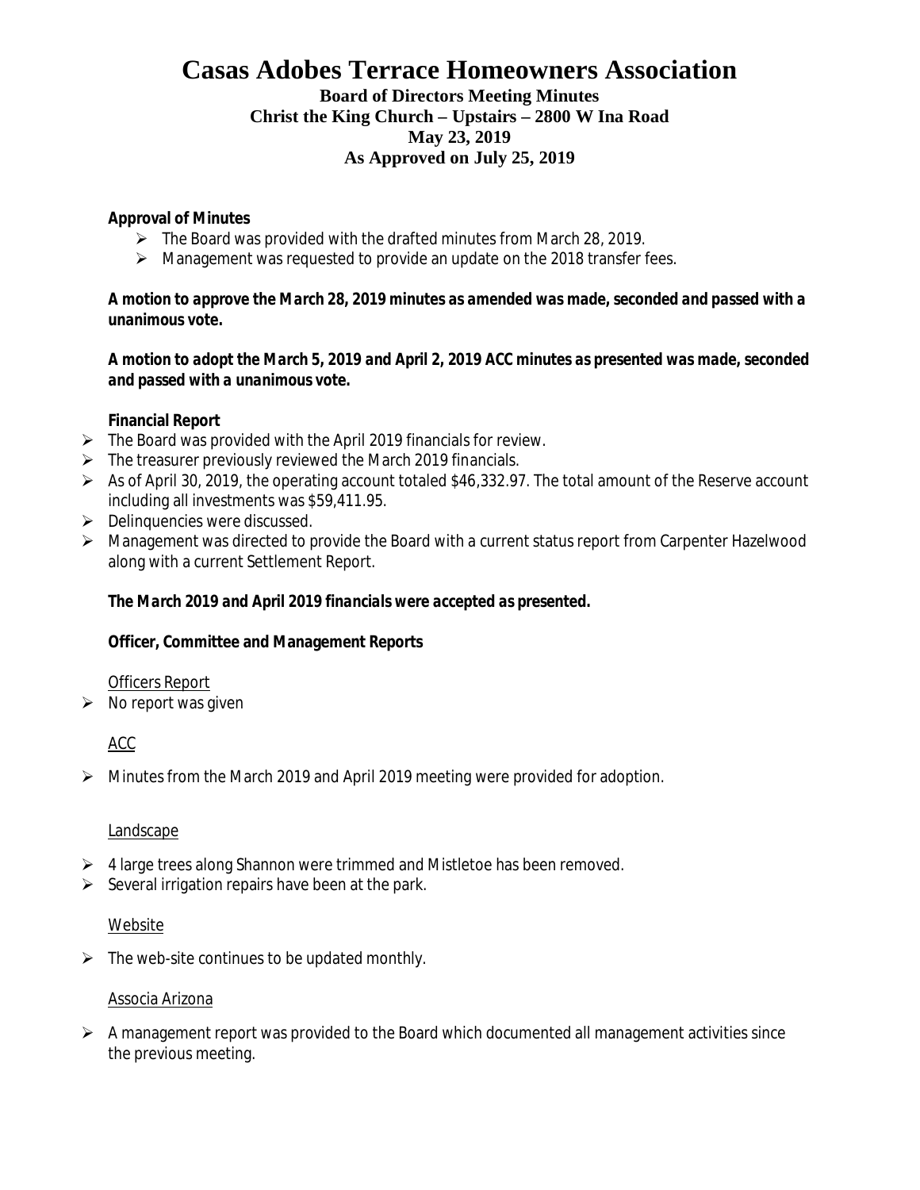# Casas Adobes Terrace Homeowners Association

**Board of Directors Meeting Minutes**
**Christ the King Church – Upstairs – 2800 W Ina Road**
**May 23, 2019**
**As Approved on July 25, 2019**

**Approval of Minutes**

- The Board was provided with the drafted minutes from March 28, 2019.
- Management was requested to provide an update on the 2018 transfer fees.

***A motion to approve the March 28, 2019 minutes as amended was made, seconded and passed with a unanimous vote.***

***A motion to adopt the March 5, 2019 and April 2, 2019 ACC minutes as presented was made, seconded and passed with a unanimous vote.***

**Financial Report**

- The Board was provided with the April 2019 financials for review.
- The treasurer previously reviewed the March 2019 financials.
- As of April 30, 2019, the operating account totaled $46,332.97. The total amount of the Reserve account including all investments was $59,411.95.
- Delinquencies were discussed.
- Management was directed to provide the Board with a current status report from Carpenter Hazelwood along with a current Settlement Report.

***The March 2019 and April 2019 financials were accepted as presented.***

**Officer, Committee and Management Reports**

Officers Report

- No report was given

ACC

- Minutes from the March 2019 and April 2019 meeting were provided for adoption.

Landscape

- 4 large trees along Shannon were trimmed and Mistletoe has been removed.
- Several irrigation repairs have been at the park.

Website

- The web-site continues to be updated monthly.

Associa Arizona

- A management report was provided to the Board which documented all management activities since the previous meeting.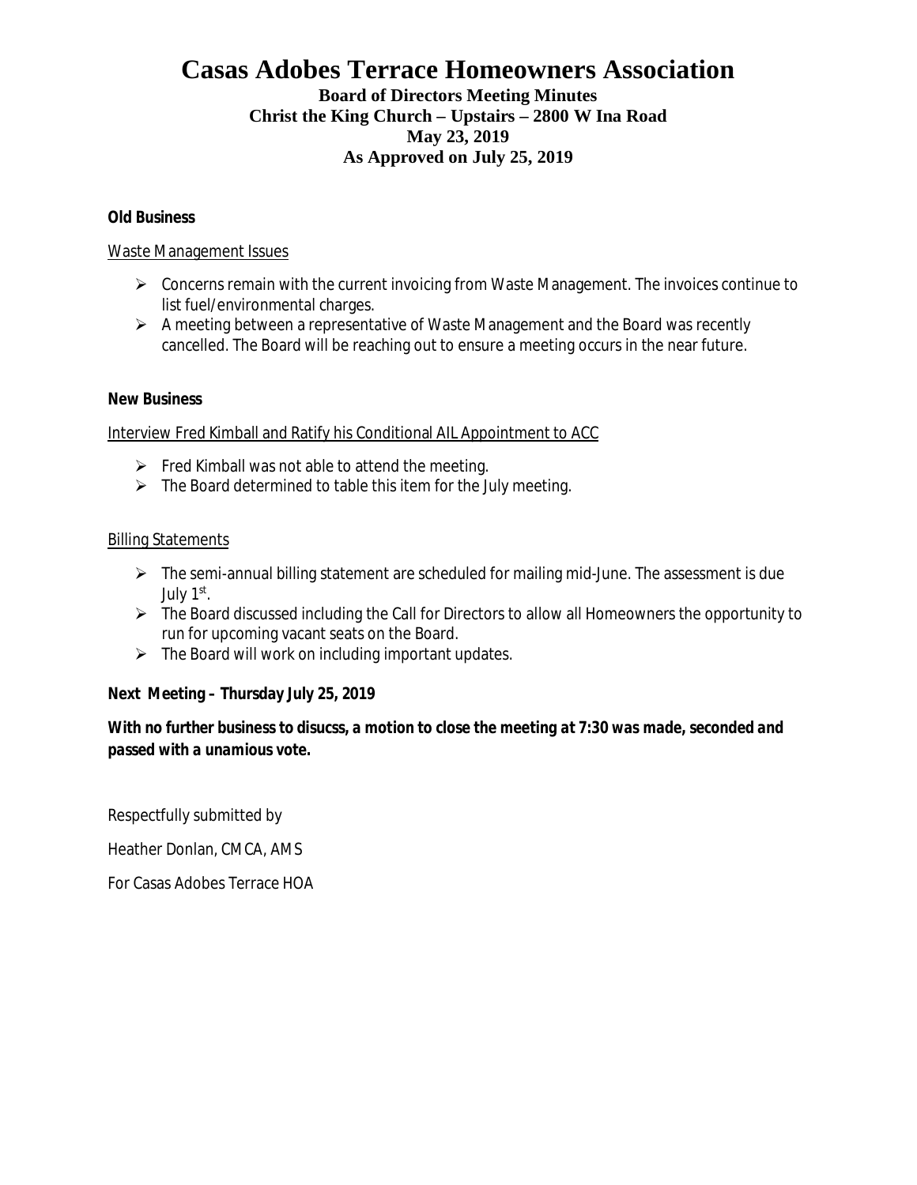# Casas Adobes Terrace Homeowners Association

**Board of Directors Meeting Minutes**
**Christ the King Church – Upstairs – 2800 W Ina Road**
**May 23, 2019**
**As Approved on July 25, 2019**

**Old Business**

Waste Management Issues

- Concerns remain with the current invoicing from Waste Management. The invoices continue to list fuel/environmental charges.
- A meeting between a representative of Waste Management and the Board was recently cancelled. The Board will be reaching out to ensure a meeting occurs in the near future.

**New Business**

Interview Fred Kimball and Ratify his Conditional AIL Appointment to ACC

- Fred Kimball was not able to attend the meeting.
- The Board determined to table this item for the July meeting.

Billing Statements

- The semi-annual billing statement are scheduled for mailing mid-June. The assessment is due July 1st.
- The Board discussed including the Call for Directors to allow all Homeowners the opportunity to run for upcoming vacant seats on the Board.
- The Board will work on including important updates.

**Next Meeting – Thursday July 25, 2019**

**With no further business to disucss, a motion to close the meeting at 7:30 was made, seconded and passed with a unamious vote.**

Respectfully submitted by

Heather Donlan, CMCA, AMS

For Casas Adobes Terrace HOA